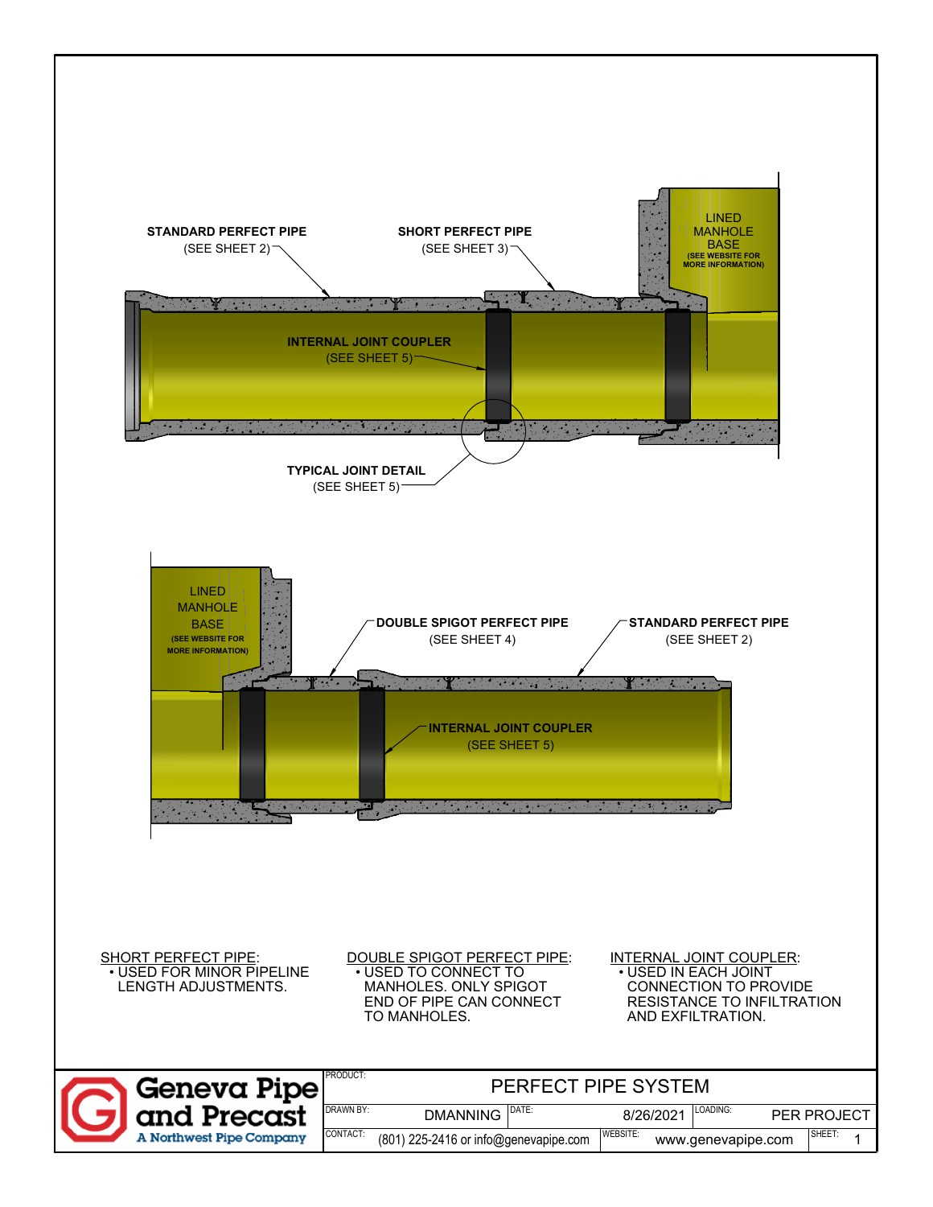STANDARD PERFECT PIPE
(SEE SHEET 2)

SHORT PERFECT PIPE
(SEE SHEET 3)

LINED MANHOLE BASE
(SEE WEBSITE FOR MORE INFORMATION)

INTERNAL JOINT COUPLER
(SEE SHEET 5)

TYPICAL JOINT DETAIL
(SEE SHEET 5)

LINED MANHOLE BASE
(SEE WEBSITE FOR MORE INFORMATION)

DOUBLE SPIGOT PERFECT PIPE
(SEE SHEET 4)

STANDARD PERFECT PIPE
(SEE SHEET 2)

INTERNAL JOINT COUPLER
(SEE SHEET 5)

SHORT PERFECT PIPE:
- USED FOR MINOR PIPELINE LENGTH ADJUSTMENTS.

DOUBLE SPIGOT PERFECT PIPE:
- USED TO CONNECT TO MANHOLES. ONLY SPIGOT END OF PIPE CAN CONNECT TO MANHOLES.

INTERNAL JOINT COUPLER:
- USED IN EACH JOINT CONNECTION TO PROVIDE RESISTANCE TO INFILTRATION AND EXFILTRATION.

| Geneva Pipe and Precast — A Northwest Pipe Company | PRODUCT: PERFECT PIPE SYSTEM | | |
|---|---|---|---|
| | DRAWN BY: DMANNING | DATE: 8/26/2021 | LOADING: PER PROJECT |
| | CONTACT: (801) 225-2416 or info@genevapipe.com | WEBSITE: www.genevapipe.com | SHEET: 1 |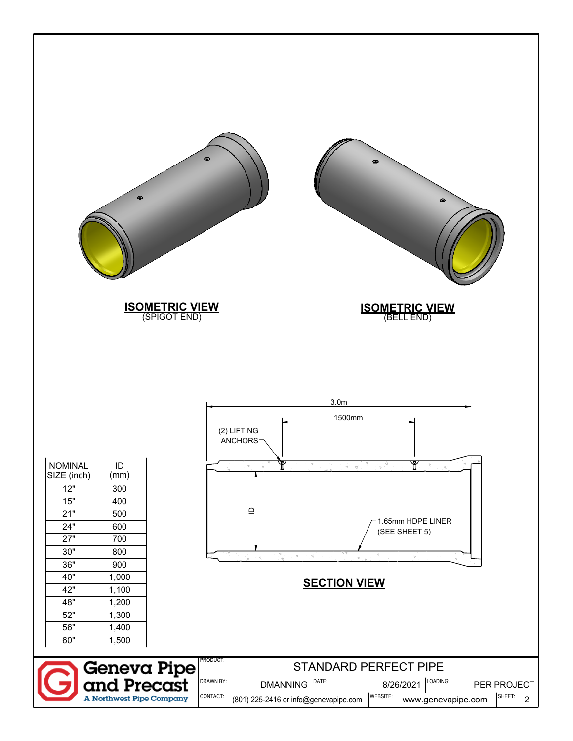**ISOMETRIC VIEW**
(SPIGOT END)

**ISOMETRIC VIEW**
(BELL END)

3.0m

1500mm

(2) LIFTING ANCHORS

ID

1.65mm HDPE LINER (SEE SHEET 5)

**SECTION VIEW**

| NOMINAL SIZE (inch) | ID (mm) |
|---|---|
| 12" | 300 |
| 15" | 400 |
| 21" | 500 |
| 24" | 600 |
| 27" | 700 |
| 30" | 800 |
| 36" | 900 |
| 40" | 1,000 |
| 42" | 1,100 |
| 48" | 1,200 |
| 52" | 1,300 |
| 56" | 1,400 |
| 60" | 1,500 |

**Geneva Pipe and Precast**
A Northwest Pipe Company

| | | | | | |
|---|---|---|---|---|---|
| PRODUCT: | STANDARD PERFECT PIPE | | | | |
| DRAWN BY: | DMANNING | DATE: | 8/26/2021 | LOADING: | PER PROJECT |
| CONTACT: | (801) 225-2416 or info@genevapipe.com | WEBSITE: | www.genevapipe.com | SHEET: | 2 |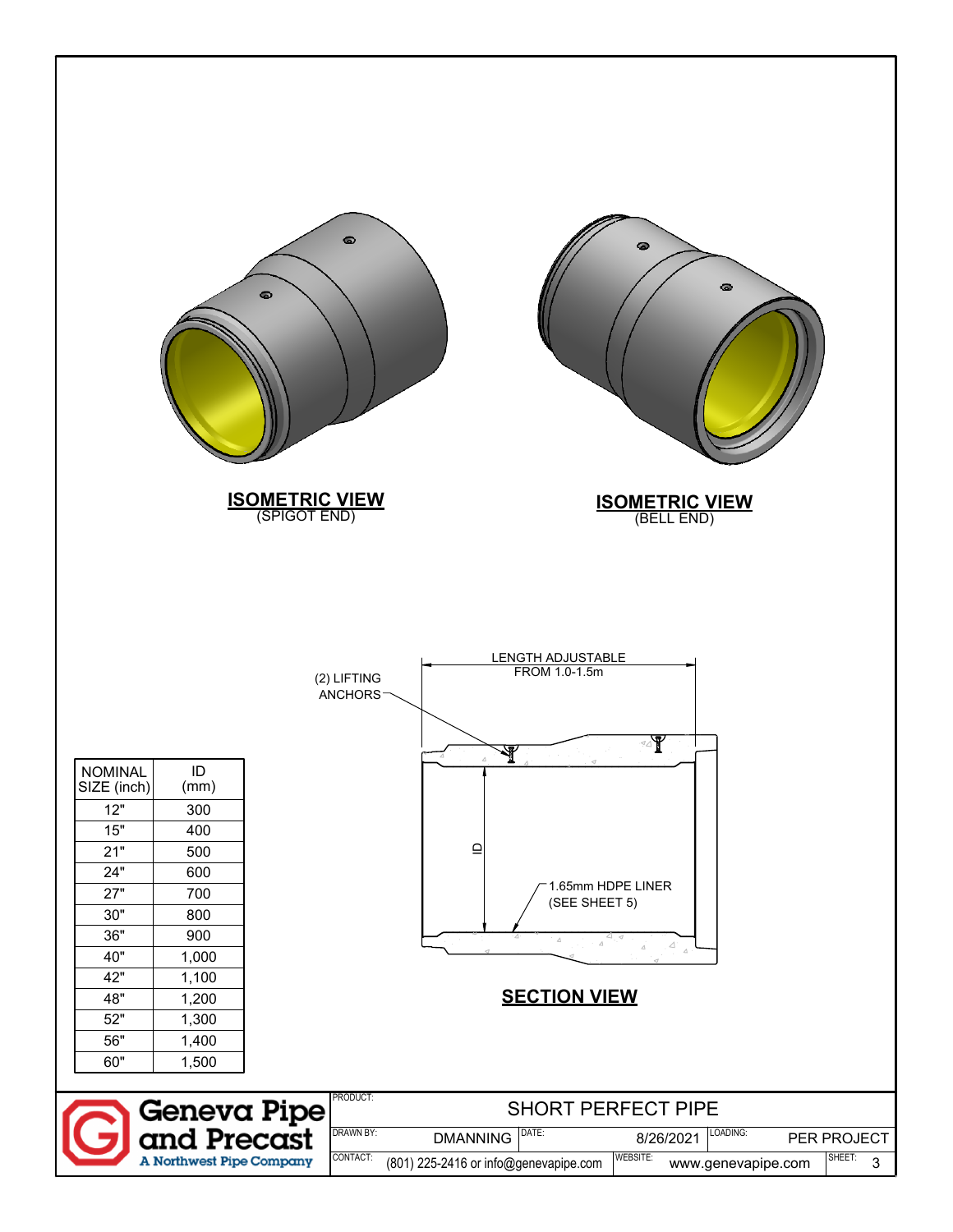**ISOMETRIC VIEW**
(SPIGOT END)

**ISOMETRIC VIEW**
(BELL END)

LENGTH ADJUSTABLE FROM 1.0-1.5m

(2) LIFTING ANCHORS

ID

1.65mm HDPE LINER (SEE SHEET 5)

**SECTION VIEW**

| NOMINAL SIZE (inch) | ID (mm) |
|---|---|
| 12" | 300 |
| 15" | 400 |
| 21" | 500 |
| 24" | 600 |
| 27" | 700 |
| 30" | 800 |
| 36" | 900 |
| 40" | 1,000 |
| 42" | 1,100 |
| 48" | 1,200 |
| 52" | 1,300 |
| 56" | 1,400 |
| 60" | 1,500 |

**Geneva Pipe and Precast**
A Northwest Pipe Company

| PRODUCT: | SHORT PERFECT PIPE | | | | |
|---|---|---|---|---|---|
| DRAWN BY: DMANNING | DATE: 8/26/2021 | | LOADING: PER PROJECT | | |
| CONTACT: (801) 225-2416 or info@genevapipe.com | WEBSITE: www.genevapipe.com | | SHEET: 3 | | |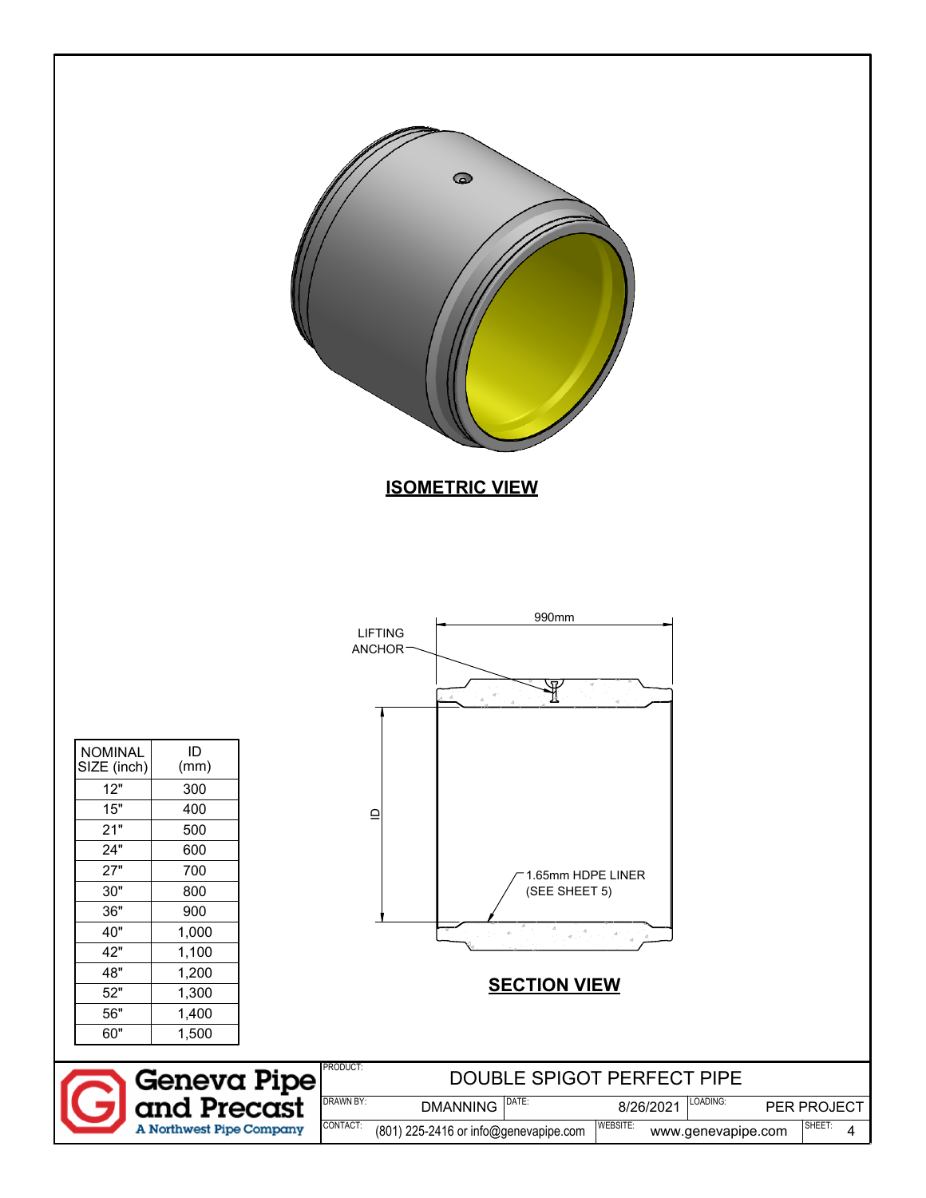**ISOMETRIC VIEW**

990mm

LIFTING ANCHOR

ID

1.65mm HDPE LINER (SEE SHEET 5)

**SECTION VIEW**

| NOMINAL SIZE (inch) | ID (mm) |
|---|---|
| 12" | 300 |
| 15" | 400 |
| 21" | 500 |
| 24" | 600 |
| 27" | 700 |
| 30" | 800 |
| 36" | 900 |
| 40" | 1,000 |
| 42" | 1,100 |
| 48" | 1,200 |
| 52" | 1,300 |
| 56" | 1,400 |
| 60" | 1,500 |

**Geneva Pipe and Precast**
A Northwest Pipe Company

| | | | | | |
|---|---|---|---|---|---|
| PRODUCT: | DOUBLE SPIGOT PERFECT PIPE | | | | |
| DRAWN BY: | DMANNING | DATE: | 8/26/2021 | LOADING: | PER PROJECT |
| CONTACT: | (801) 225-2416 or info@genevapipe.com | WEBSITE: | www.genevapipe.com | SHEET: | 4 |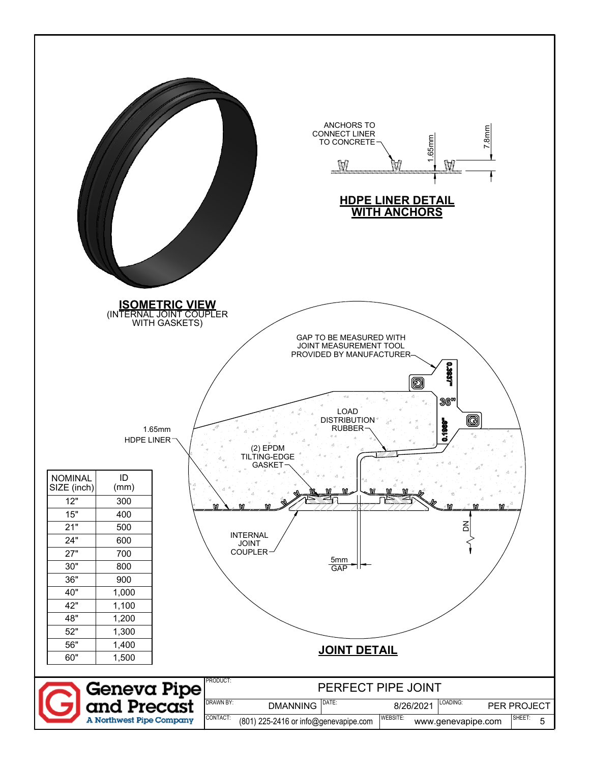**ISOMETRIC VIEW**
(INTERNAL JOINT COUPLER WITH GASKETS)

ANCHORS TO CONNECT LINER TO CONCRETE

1.65mm

7.8mm

**HDPE LINER DETAIL WITH ANCHORS**

GAP TO BE MEASURED WITH JOINT MEASUREMENT TOOL PROVIDED BY MANUFACTURER

0.393"

36"

0.1969"

LOAD DISTRIBUTION RUBBER

1.65mm HDPE LINER

(2) EPDM TILTING-EDGE GASKET

DN

INTERNAL JOINT COUPLER

5mm GAP

**JOINT DETAIL**

| NOMINAL SIZE (inch) | ID (mm) |
|---|---|
| 12" | 300 |
| 15" | 400 |
| 21" | 500 |
| 24" | 600 |
| 27" | 700 |
| 30" | 800 |
| 36" | 900 |
| 40" | 1,000 |
| 42" | 1,100 |
| 48" | 1,200 |
| 52" | 1,300 |
| 56" | 1,400 |
| 60" | 1,500 |

Geneva Pipe and Precast
A Northwest Pipe Company

| | | | | | |
|---|---|---|---|---|---|
| PRODUCT: | PERFECT PIPE JOINT | | | | |
| DRAWN BY: | DMANNING | DATE: | 8/26/2021 | LOADING: | PER PROJECT |
| CONTACT: | (801) 225-2416 or info@genevapipe.com | WEBSITE: | www.genevapipe.com | SHEET: | 5 |